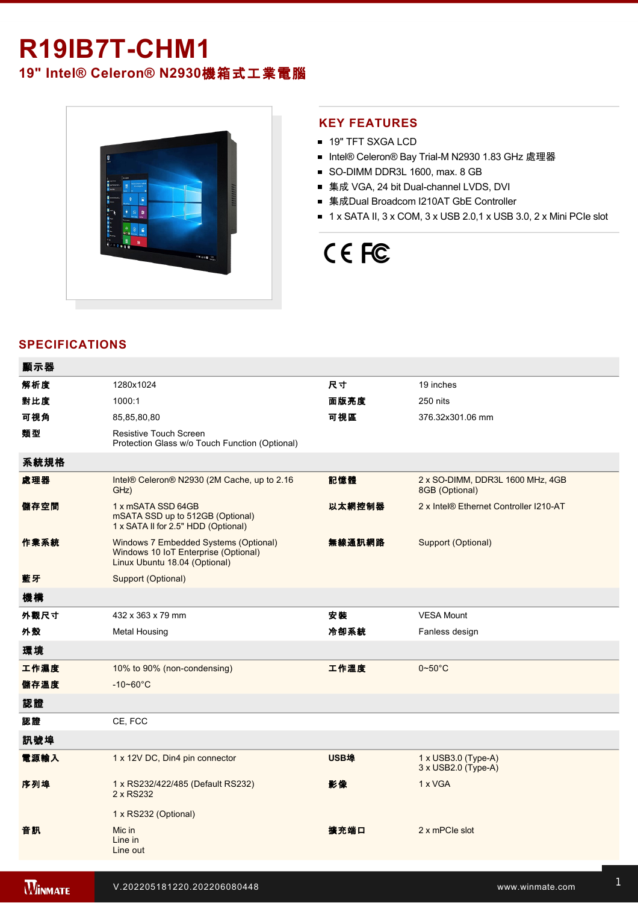# R19IB7T-CHM1

## 19" Intel® Celeron® N2930機箱式工業電腦

## KEY FEATURES

- 19" TFT SXGA LCD
- Intel® Celeron® Bay Trial-M N2930 1.83 GHz 處理器
- SO-DIMM DDR3L 1600, max. 8 GB
- 集成 VGA, 24 bit Dual-channel LVDS, DVI
- 集成Dual Broadcom I210AT GbE Controller
- 1 x SATA II, 3 x COM, 3 x USB 2.0,1 x USB 3.0, 2 x Mini PCIe slot

## SPECIFICATIONS

| 顯示器 | | | |
|---|---|---|---|
| 解析度 | 1280x1024 | 尺寸 | 19 inches |
| 對比度 | 1000:1 | 面版亮度 | 250 nits |
| 可視角 | 85,85,80,80 | 可視區 | 376.32x301.06 mm |
| 類型 | Resistive Touch Screen<br>Protection Glass w/o Touch Function (Optional) | | |
| **系統規格** | | | |
| 處理器 | Intel® Celeron® N2930 (2M Cache, up to 2.16 GHz) | 記憶體 | 2 x SO-DIMM, DDR3L 1600 MHz, 4GB<br>8GB (Optional) |
| 儲存空間 | 1 x mSATA SSD 64GB<br>mSATA SSD up to 512GB (Optional)<br>1 x SATA II for 2.5" HDD (Optional) | 以太網控制器 | 2 x Intel® Ethernet Controller I210-AT |
| 作業系統 | Windows 7 Embedded Systems (Optional)<br>Windows 10 IoT Enterprise (Optional)<br>Linux Ubuntu 18.04 (Optional) | 無線通訊網路 | Support (Optional) |
| 藍牙 | Support (Optional) | | |
| **機構** | | | |
| 外觀尺寸 | 432 x 363 x 79 mm | 安裝 | VESA Mount |
| 外殼 | Metal Housing | 冷卻系統 | Fanless design |
| **環境** | | | |
| 工作濕度 | 10% to 90% (non-condensing) | 工作溫度 | 0~50°C |
| 儲存溫度 | -10~60°C | | |
| **認證** | | | |
| 認證 | CE, FCC | | |
| **訊號埠** | | | |
| 電源輸入 | 1 x 12V DC, Din4 pin connector | USB埠 | 1 x USB3.0 (Type-A)<br>3 x USB2.0 (Type-A) |
| 序列埠 | 1 x RS232/422/485 (Default RS232)<br>2 x RS232<br><br>1 x RS232 (Optional) | 影像 | 1 x VGA |
| 音訊 | Mic in<br>Line in<br>Line out | 擴充端口 | 2 x mPCIe slot |

V.202205181220.202206080448

www.winmate.com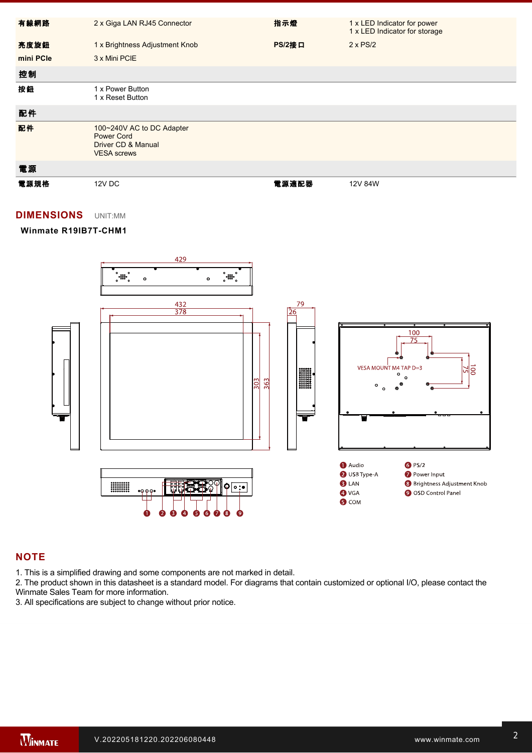| | | | |
|---|---|---|---|
| 有線網路 | 2 x Giga LAN RJ45 Connector | 指示燈 | 1 x LED Indicator for power<br>1 x LED Indicator for storage |
| 亮度旋鈕 | 1 x Brightness Adjustment Knob | PS/2接口 | 2 x PS/2 |
| mini PCIe | 3 x Mini PCIE | | |
| **控制** | | | |
| 按鈕 | 1 x Power Button<br>1 x Reset Button | | |
| **配件** | | | |
| 配件 | 100~240V AC to DC Adapter<br>Power Cord<br>Driver CD & Manual<br>VESA screws | | |
| **電源** | | | |
| 電源規格 | 12V DC | 電源適配器 | 12V 84W |

## DIMENSIONS UNIT:MM

**Winmate R19IB7T-CHM1**

429
432
378
79
26
303
363
100
75
VESA MOUNT M4 TAP D=3
100
75

1 Audio
2 USB Type-A
3 LAN
4 VGA
5 COM
6 PS/2
7 Power Input
8 Brightness Adjustment Knob
9 OSD Control Panel

## NOTE

1. This is a simplified drawing and some components are not marked in detail.
2. The product shown in this datasheet is a standard model. For diagrams that contain customized or optional I/O, please contact the Winmate Sales Team for more information.
3. All specifications are subject to change without prior notice.

V.202205181220.202206080448

www.winmate.com